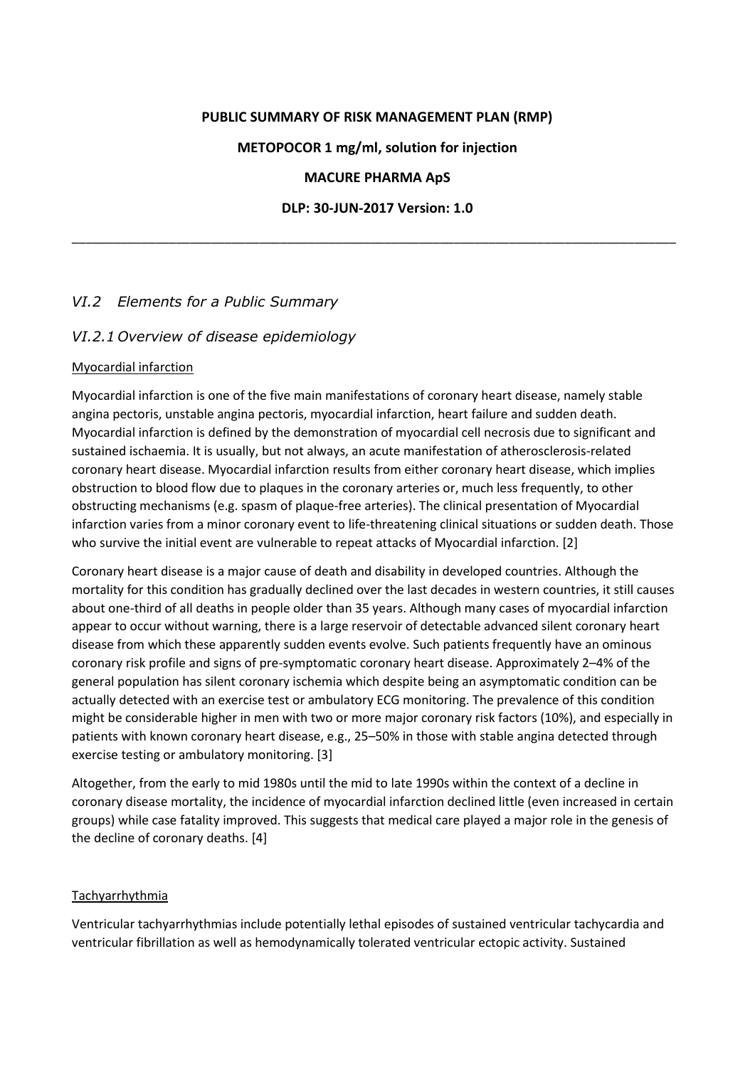**PUBLIC SUMMARY OF RISK MANAGEMENT PLAN (RMP)**

**METOPOCOR 1 mg/ml, solution for injection**

**MACURE PHARMA ApS**

**DLP: 30-JUN-2017 Version: 1.0**

---

## *VI.2 Elements for a Public Summary*

### *VI.2.1 Overview of disease epidemiology*

Myocardial infarction

Myocardial infarction is one of the five main manifestations of coronary heart disease, namely stable angina pectoris, unstable angina pectoris, myocardial infarction, heart failure and sudden death. Myocardial infarction is defined by the demonstration of myocardial cell necrosis due to significant and sustained ischaemia. It is usually, but not always, an acute manifestation of atherosclerosis-related coronary heart disease. Myocardial infarction results from either coronary heart disease, which implies obstruction to blood flow due to plaques in the coronary arteries or, much less frequently, to other obstructing mechanisms (e.g. spasm of plaque-free arteries). The clinical presentation of Myocardial infarction varies from a minor coronary event to life-threatening clinical situations or sudden death. Those who survive the initial event are vulnerable to repeat attacks of Myocardial infarction. [2]

Coronary heart disease is a major cause of death and disability in developed countries. Although the mortality for this condition has gradually declined over the last decades in western countries, it still causes about one-third of all deaths in people older than 35 years. Although many cases of myocardial infarction appear to occur without warning, there is a large reservoir of detectable advanced silent coronary heart disease from which these apparently sudden events evolve. Such patients frequently have an ominous coronary risk profile and signs of pre-symptomatic coronary heart disease. Approximately 2–4% of the general population has silent coronary ischemia which despite being an asymptomatic condition can be actually detected with an exercise test or ambulatory ECG monitoring. The prevalence of this condition might be considerable higher in men with two or more major coronary risk factors (10%), and especially in patients with known coronary heart disease, e.g., 25–50% in those with stable angina detected through exercise testing or ambulatory monitoring. [3]

Altogether, from the early to mid 1980s until the mid to late 1990s within the context of a decline in coronary disease mortality, the incidence of myocardial infarction declined little (even increased in certain groups) while case fatality improved. This suggests that medical care played a major role in the genesis of the decline of coronary deaths. [4]

Tachyarrhythmia

Ventricular tachyarrhythmias include potentially lethal episodes of sustained ventricular tachycardia and ventricular fibrillation as well as hemodynamically tolerated ventricular ectopic activity. Sustained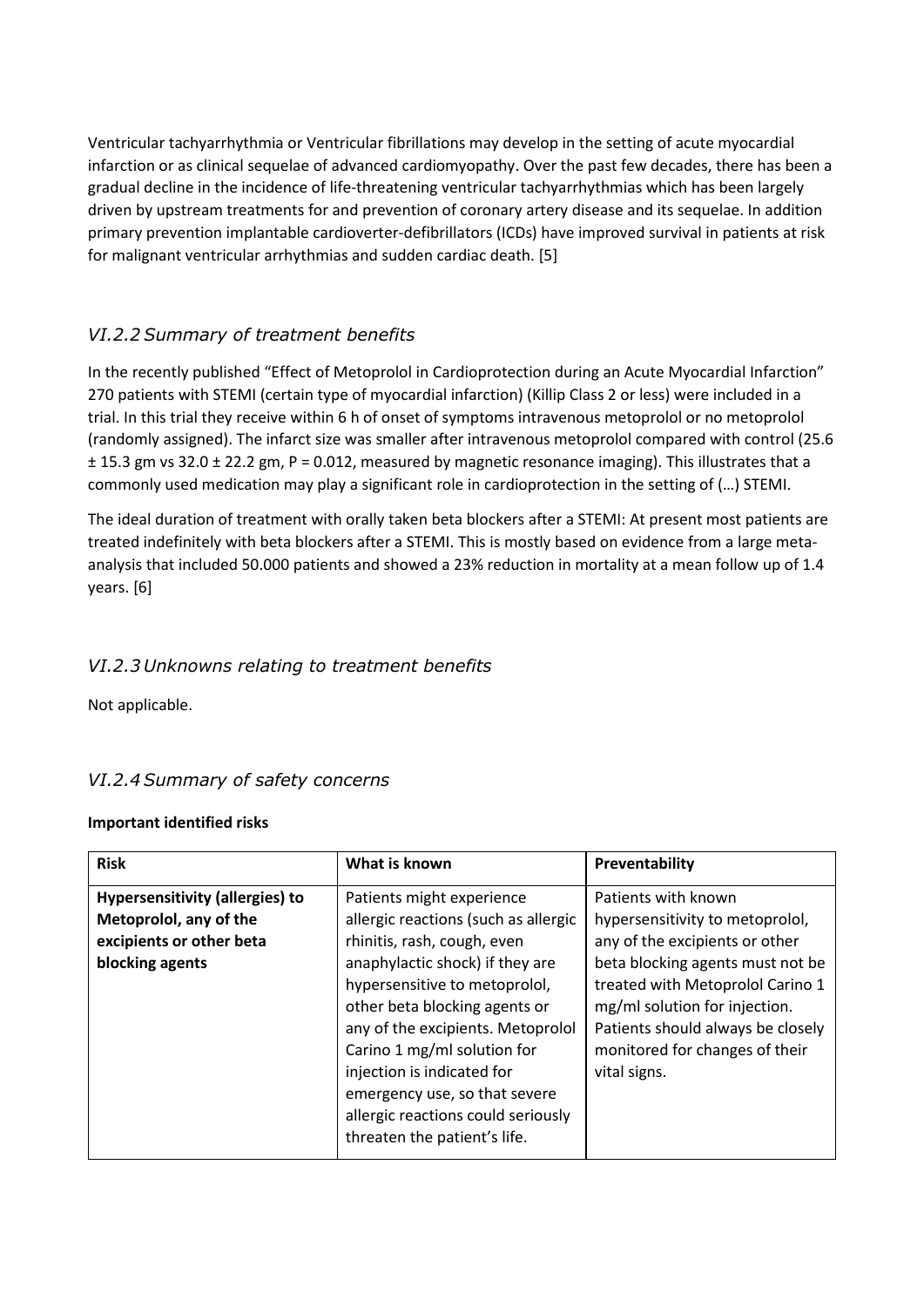Ventricular tachyarrhythmia or Ventricular fibrillations may develop in the setting of acute myocardial infarction or as clinical sequelae of advanced cardiomyopathy. Over the past few decades, there has been a gradual decline in the incidence of life-threatening ventricular tachyarrhythmias which has been largely driven by upstream treatments for and prevention of coronary artery disease and its sequelae. In addition primary prevention implantable cardioverter-defibrillators (ICDs) have improved survival in patients at risk for malignant ventricular arrhythmias and sudden cardiac death. [5]

### *VI.2.2 Summary of treatment benefits*

In the recently published "Effect of Metoprolol in Cardioprotection during an Acute Myocardial Infarction" 270 patients with STEMI (certain type of myocardial infarction) (Killip Class 2 or less) were included in a trial. In this trial they receive within 6 h of onset of symptoms intravenous metoprolol or no metoprolol (randomly assigned). The infarct size was smaller after intravenous metoprolol compared with control (25.6 ± 15.3 gm vs 32.0 ± 22.2 gm, P = 0.012, measured by magnetic resonance imaging). This illustrates that a commonly used medication may play a significant role in cardioprotection in the setting of (…) STEMI.

The ideal duration of treatment with orally taken beta blockers after a STEMI: At present most patients are treated indefinitely with beta blockers after a STEMI. This is mostly based on evidence from a large meta-analysis that included 50.000 patients and showed a 23% reduction in mortality at a mean follow up of 1.4 years. [6]

### *VI.2.3 Unknowns relating to treatment benefits*

Not applicable.

### *VI.2.4 Summary of safety concerns*

**Important identified risks**

| Risk | What is known | Preventability |
|---|---|---|
| **Hypersensitivity (allergies) to Metoprolol, any of the excipients or other beta blocking agents** | Patients might experience allergic reactions (such as allergic rhinitis, rash, cough, even anaphylactic shock) if they are hypersensitive to metoprolol, other beta blocking agents or any of the excipients. Metoprolol Carino 1 mg/ml solution for injection is indicated for emergency use, so that severe allergic reactions could seriously threaten the patient's life. | Patients with known hypersensitivity to metoprolol, any of the excipients or other beta blocking agents must not be treated with Metoprolol Carino 1 mg/ml solution for injection. Patients should always be closely monitored for changes of their vital signs. |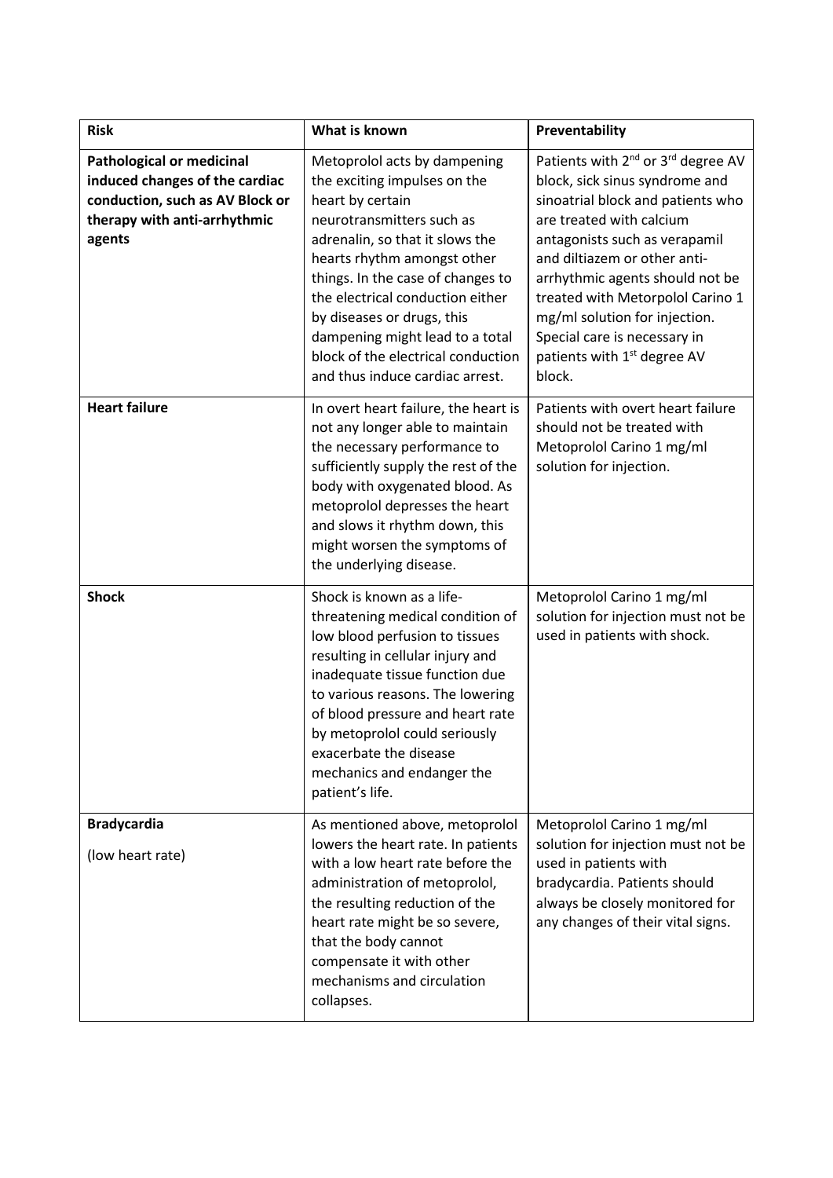| Risk | What is known | Preventability |
|---|---|---|
| **Pathological or medicinal induced changes of the cardiac conduction, such as AV Block or therapy with anti-arrhythmic agents** | Metoprolol acts by dampening the exciting impulses on the heart by certain neurotransmitters such as adrenalin, so that it slows the hearts rhythm amongst other things. In the case of changes to the electrical conduction either by diseases or drugs, this dampening might lead to a total block of the electrical conduction and thus induce cardiac arrest. | Patients with 2nd or 3rd degree AV block, sick sinus syndrome and sinoatrial block and patients who are treated with calcium antagonists such as verapamil and diltiazem or other anti-arrhythmic agents should not be treated with Metorpolol Carino 1 mg/ml solution for injection. Special care is necessary in patients with 1st degree AV block. |
| **Heart failure** | In overt heart failure, the heart is not any longer able to maintain the necessary performance to sufficiently supply the rest of the body with oxygenated blood. As metoprolol depresses the heart and slows it rhythm down, this might worsen the symptoms of the underlying disease. | Patients with overt heart failure should not be treated with Metoprolol Carino 1 mg/ml solution for injection. |
| **Shock** | Shock is known as a life-threatening medical condition of low blood perfusion to tissues resulting in cellular injury and inadequate tissue function due to various reasons. The lowering of blood pressure and heart rate by metoprolol could seriously exacerbate the disease mechanics and endanger the patient's life. | Metoprolol Carino 1 mg/ml solution for injection must not be used in patients with shock. |
| **Bradycardia** (low heart rate) | As mentioned above, metoprolol lowers the heart rate. In patients with a low heart rate before the administration of metoprolol, the resulting reduction of the heart rate might be so severe, that the body cannot compensate it with other mechanisms and circulation collapses. | Metoprolol Carino 1 mg/ml solution for injection must not be used in patients with bradycardia. Patients should always be closely monitored for any changes of their vital signs. |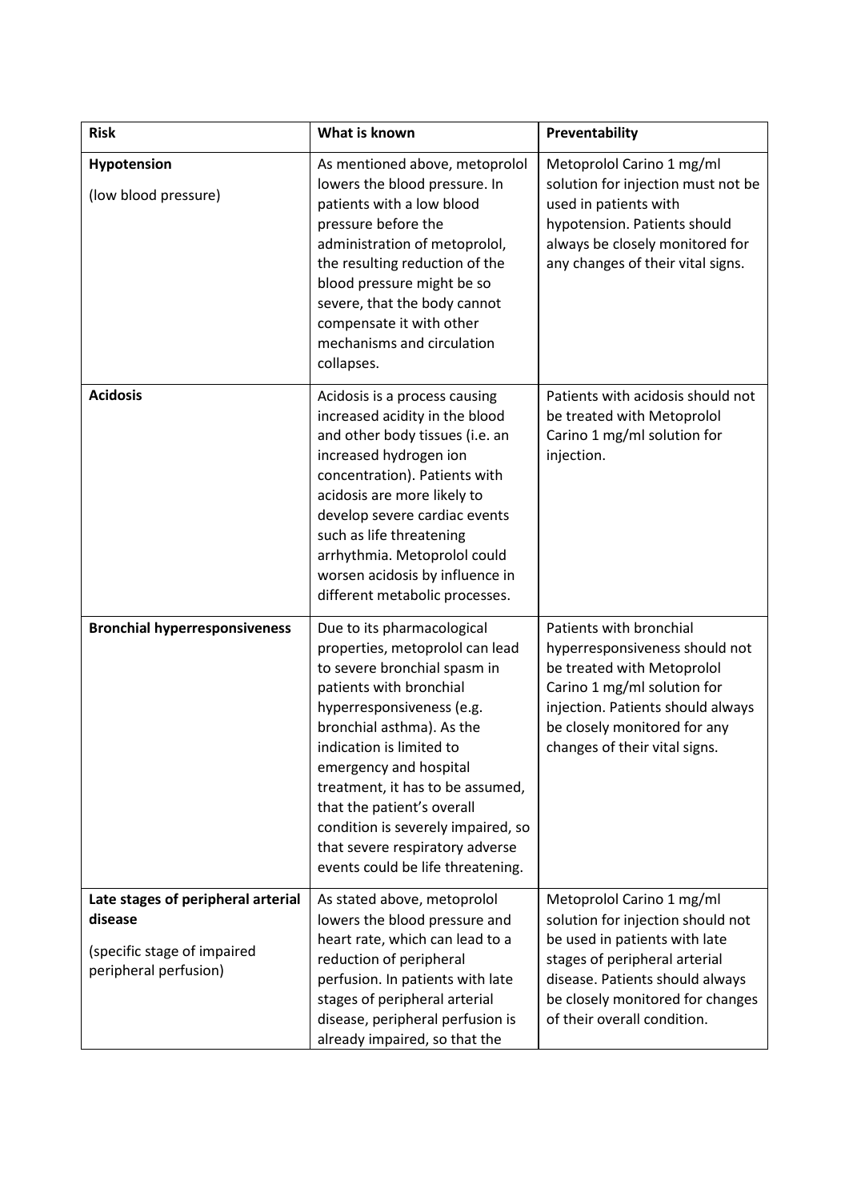| Risk | What is known | Preventability |
|---|---|---|
| **Hypotension**<br><br>(low blood pressure) | As mentioned above, metoprolol lowers the blood pressure. In patients with a low blood pressure before the administration of metoprolol, the resulting reduction of the blood pressure might be so severe, that the body cannot compensate it with other mechanisms and circulation collapses. | Metoprolol Carino 1 mg/ml solution for injection must not be used in patients with hypotension. Patients should always be closely monitored for any changes of their vital signs. |
| **Acidosis** | Acidosis is a process causing increased acidity in the blood and other body tissues (i.e. an increased hydrogen ion concentration). Patients with acidosis are more likely to develop severe cardiac events such as life threatening arrhythmia. Metoprolol could worsen acidosis by influence in different metabolic processes. | Patients with acidosis should not be treated with Metoprolol Carino 1 mg/ml solution for injection. |
| **Bronchial hyperresponsiveness** | Due to its pharmacological properties, metoprolol can lead to severe bronchial spasm in patients with bronchial hyperresponsiveness (e.g. bronchial asthma). As the indication is limited to emergency and hospital treatment, it has to be assumed, that the patient's overall condition is severely impaired, so that severe respiratory adverse events could be life threatening. | Patients with bronchial hyperresponsiveness should not be treated with Metoprolol Carino 1 mg/ml solution for injection. Patients should always be closely monitored for any changes of their vital signs. |
| **Late stages of peripheral arterial disease**<br><br>(specific stage of impaired peripheral perfusion) | As stated above, metoprolol lowers the blood pressure and heart rate, which can lead to a reduction of peripheral perfusion. In patients with late stages of peripheral arterial disease, peripheral perfusion is already impaired, so that the | Metoprolol Carino 1 mg/ml solution for injection should not be used in patients with late stages of peripheral arterial disease. Patients should always be closely monitored for changes of their overall condition. |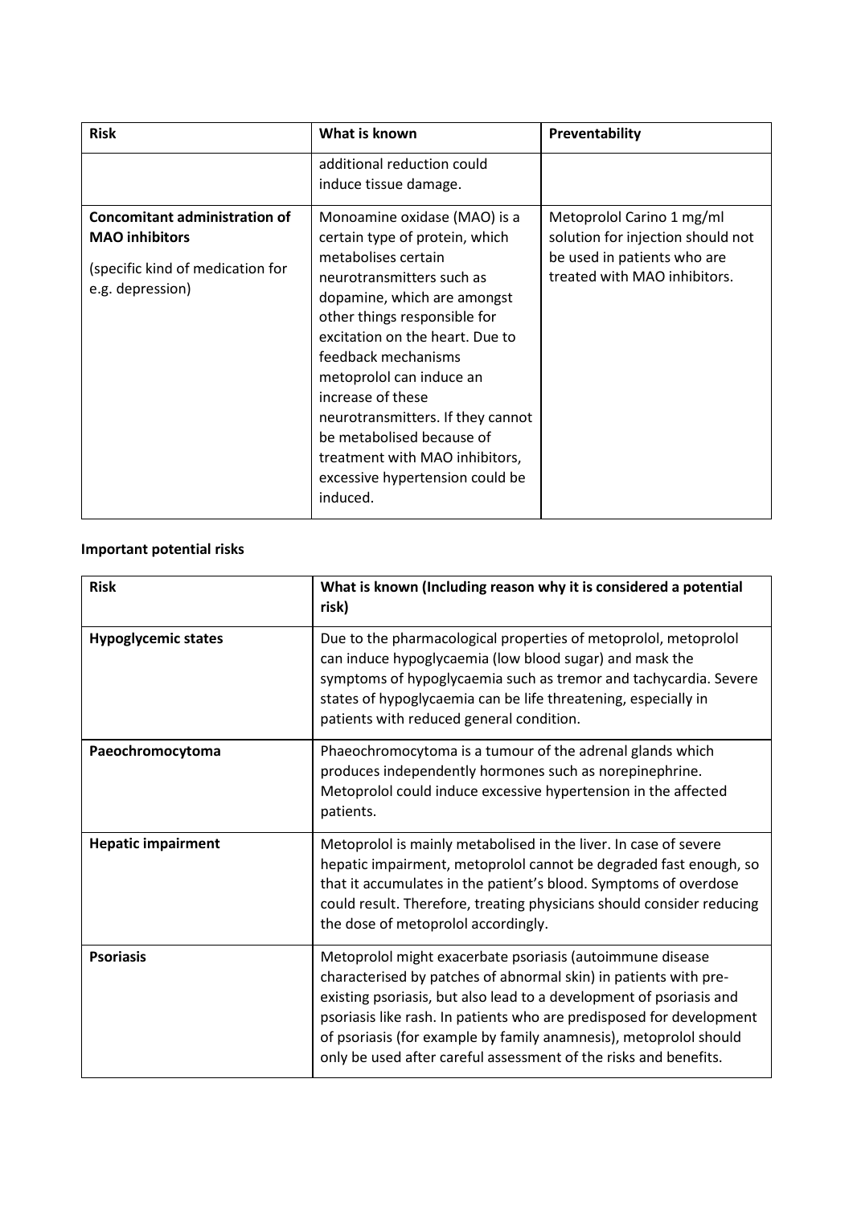| Risk | What is known | Preventability |
|---|---|---|
| | additional reduction could induce tissue damage. | |
| **Concomitant administration of MAO inhibitors** (specific kind of medication for e.g. depression) | Monoamine oxidase (MAO) is a certain type of protein, which metabolises certain neurotransmitters such as dopamine, which are amongst other things responsible for excitation on the heart. Due to feedback mechanisms metoprolol can induce an increase of these neurotransmitters. If they cannot be metabolised because of treatment with MAO inhibitors, excessive hypertension could be induced. | Metoprolol Carino 1 mg/ml solution for injection should not be used in patients who are treated with MAO inhibitors. |

**Important potential risks**

| Risk | What is known (Including reason why it is considered a potential risk) |
|---|---|
| **Hypoglycemic states** | Due to the pharmacological properties of metoprolol, metoprolol can induce hypoglycaemia (low blood sugar) and mask the symptoms of hypoglycaemia such as tremor and tachycardia. Severe states of hypoglycaemia can be life threatening, especially in patients with reduced general condition. |
| **Paeochromocytoma** | Phaeochromocytoma is a tumour of the adrenal glands which produces independently hormones such as norepinephrine. Metoprolol could induce excessive hypertension in the affected patients. |
| **Hepatic impairment** | Metoprolol is mainly metabolised in the liver. In case of severe hepatic impairment, metoprolol cannot be degraded fast enough, so that it accumulates in the patient's blood. Symptoms of overdose could result. Therefore, treating physicians should consider reducing the dose of metoprolol accordingly. |
| **Psoriasis** | Metoprolol might exacerbate psoriasis (autoimmune disease characterised by patches of abnormal skin) in patients with pre-existing psoriasis, but also lead to a development of psoriasis and psoriasis like rash. In patients who are predisposed for development of psoriasis (for example by family anamnesis), metoprolol should only be used after careful assessment of the risks and benefits. |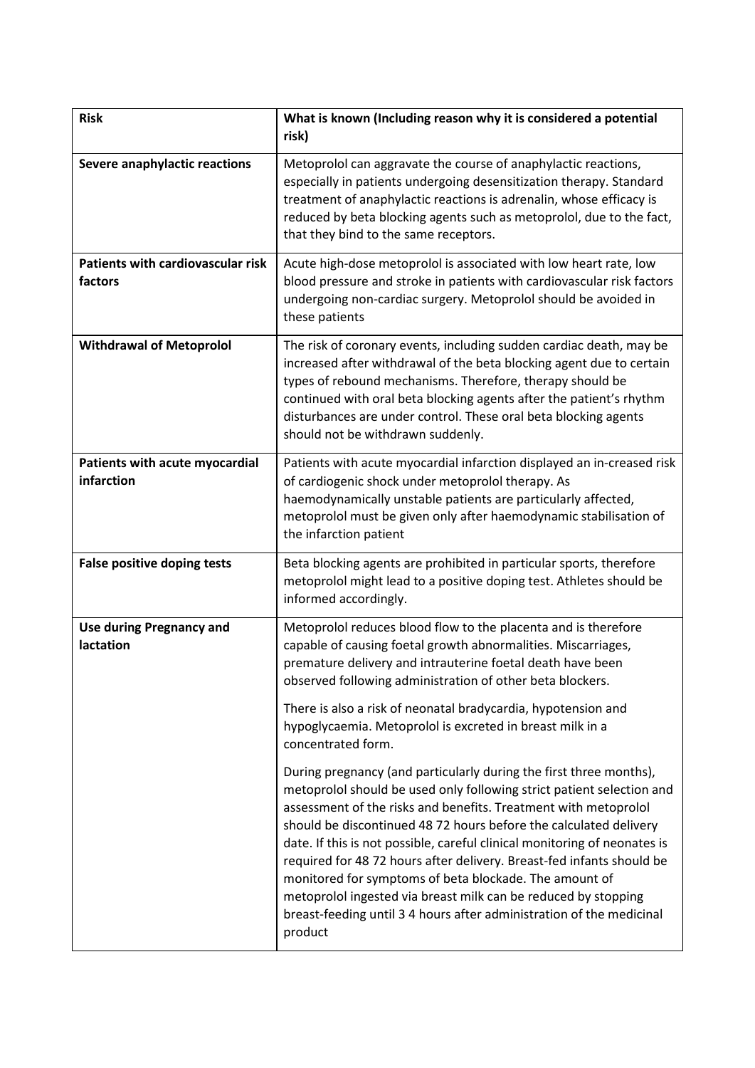| Risk | What is known (Including reason why it is considered a potential risk) |
|---|---|
| **Severe anaphylactic reactions** | Metoprolol can aggravate the course of anaphylactic reactions, especially in patients undergoing desensitization therapy. Standard treatment of anaphylactic reactions is adrenalin, whose efficacy is reduced by beta blocking agents such as metoprolol, due to the fact, that they bind to the same receptors. |
| **Patients with cardiovascular risk factors** | Acute high-dose metoprolol is associated with low heart rate, low blood pressure and stroke in patients with cardiovascular risk factors undergoing non-cardiac surgery. Metoprolol should be avoided in these patients |
| **Withdrawal of Metoprolol** | The risk of coronary events, including sudden cardiac death, may be increased after withdrawal of the beta blocking agent due to certain types of rebound mechanisms. Therefore, therapy should be continued with oral beta blocking agents after the patient's rhythm disturbances are under control. These oral beta blocking agents should not be withdrawn suddenly. |
| **Patients with acute myocardial infarction** | Patients with acute myocardial infarction displayed an in-creased risk of cardiogenic shock under metoprolol therapy. As haemodynamically unstable patients are particularly affected, metoprolol must be given only after haemodynamic stabilisation of the infarction patient |
| **False positive doping tests** | Beta blocking agents are prohibited in particular sports, therefore metoprolol might lead to a positive doping test. Athletes should be informed accordingly. |
| **Use during Pregnancy and lactation** | Metoprolol reduces blood flow to the placenta and is therefore capable of causing foetal growth abnormalities. Miscarriages, premature delivery and intrauterine foetal death have been observed following administration of other beta blockers.<br><br>There is also a risk of neonatal bradycardia, hypotension and hypoglycaemia. Metoprolol is excreted in breast milk in a concentrated form.<br><br>During pregnancy (and particularly during the first three months), metoprolol should be used only following strict patient selection and assessment of the risks and benefits. Treatment with metoprolol should be discontinued 48 72 hours before the calculated delivery date. If this is not possible, careful clinical monitoring of neonates is required for 48 72 hours after delivery. Breast-fed infants should be monitored for symptoms of beta blockade. The amount of metoprolol ingested via breast milk can be reduced by stopping breast-feeding until 3 4 hours after administration of the medicinal product |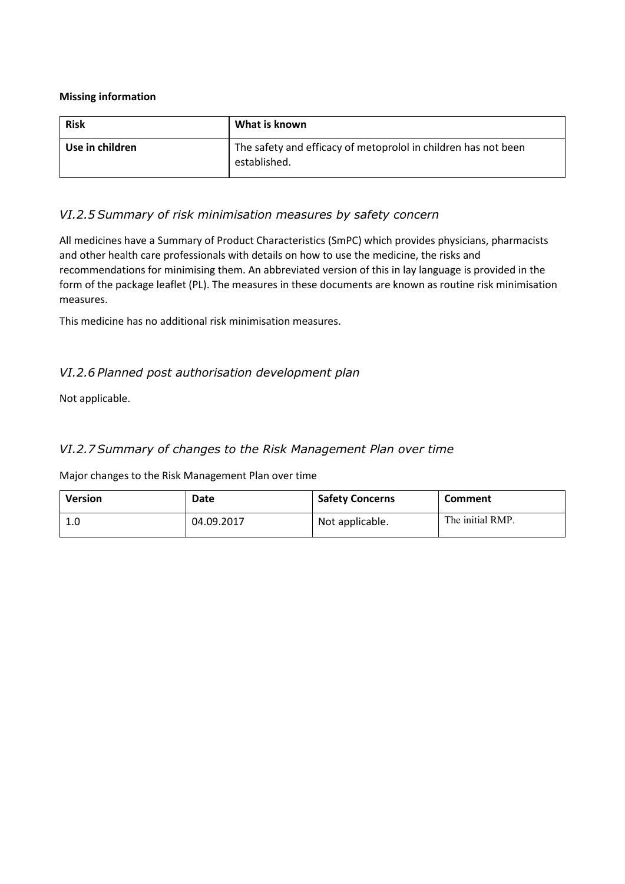**Missing information**

| Risk | What is known |
| --- | --- |
| **Use in children** | The safety and efficacy of metoprolol in children has not been established. |

### *VI.2.5 Summary of risk minimisation measures by safety concern*

All medicines have a Summary of Product Characteristics (SmPC) which provides physicians, pharmacists and other health care professionals with details on how to use the medicine, the risks and recommendations for minimising them. An abbreviated version of this in lay language is provided in the form of the package leaflet (PL). The measures in these documents are known as routine risk minimisation measures.

This medicine has no additional risk minimisation measures.

### *VI.2.6 Planned post authorisation development plan*

Not applicable.

### *VI.2.7 Summary of changes to the Risk Management Plan over time*

Major changes to the Risk Management Plan over time

| Version | Date | Safety Concerns | Comment |
| --- | --- | --- | --- |
| 1.0 | 04.09.2017 | Not applicable. | The initial RMP. |